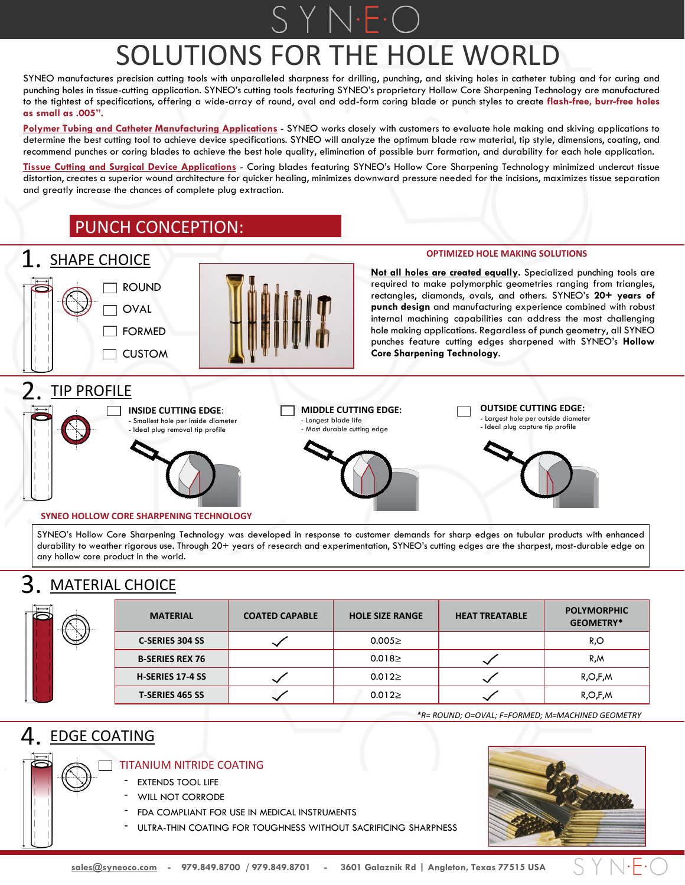# SYNEO

# SOLUTIONS FOR THE HOLE WORLD

SYNEO manufactures precision cutting tools with unparalleled sharpness for drilling, punching, and skiving holes in catheter tubing and for curing and punching holes in tissue-cutting application. SYNEO's cutting tools featuring SYNEO's proprietary Hollow Core Sharpening Technology are manufactured to the tightest of specifications, offering a wide-array of round, oval and odd-form coring blade or punch styles to create **flash-free, burr-free holes as small as .005".**

**Polymer Tubing and Catheter Manufacturing Applications** - SYNEO works closely with customers to evaluate hole making and skiving applications to determine the best cutting tool to achieve device specifications. SYNEO will analyze the optimum blade raw material, tip style, dimensions, coating, and recommend punches or coring blades to achieve the best hole quality, elimination of possible burr formation, and durability for each hole application.

**Tissue Cutting and Surgical Device Applications** - Coring blades featuring SYNEO's Hollow Core Sharpening Technology minimized undercut tissue distortion, creates a superior wound architecture for quicker healing, minimizes downward pressure needed for the incisions, maximizes tissue separation and greatly increase the chances of complete plug extraction.

## PUNCH CONCEPTION:

### 1. SHAPE CHOICE

- ☐ ROUND
- ☐ OVAL
- ☐ FORMED
- ☐ CUSTOM

**OPTIMIZED HOLE MAKING SOLUTIONS**

**Not all holes are created equally.** Specialized punching tools are required to make polymorphic geometries ranging from triangles, rectangles, diamonds, ovals, and others. SYNEO's **20+ years of punch design** and manufacturing experience combined with robust internal machining capabilities can address the most challenging hole making applications. Regardless of punch geometry, all SYNEO punches feature cutting edges sharpened with SYNEO's **Hollow Core Sharpening Technology**.

### 2. TIP PROFILE

☐ **INSIDE CUTTING EDGE:**
- Smallest hole per inside diameter
- Ideal plug removal tip profile

☐ **MIDDLE CUTTING EDGE:**
- Longest blade life
- Most durable cutting edge

☐ **OUTSIDE CUTTING EDGE:**
- Largest hole per outside diameter
- Ideal plug capture tip profile

**SYNEO HOLLOW CORE SHARPENING TECHNOLOGY**

SYNEO's Hollow Core Sharpening Technology was developed in response to customer demands for sharp edges on tubular products with enhanced durability to weather rigorous use. Through 20+ years of research and experimentation, SYNEO's cutting edges are the sharpest, most-durable edge on any hollow core product in the world.

### 3. MATERIAL CHOICE

| MATERIAL | COATED CAPABLE | HOLE SIZE RANGE | HEAT TREATABLE | POLYMORPHIC GEOMETRY* |
|---|---|---|---|---|
| C-SERIES 304 SS | ✓ | 0.005≥ | | R,O |
| B-SERIES REX 76 | | 0.018≥ | ✓ | R,M |
| H-SERIES 17-4 SS | ✓ | 0.012≥ | ✓ | R,O,F,M |
| T-SERIES 465 SS | ✓ | 0.012≥ | ✓ | R,O,F,M |

*\*R= ROUND; O=OVAL; F=FORMED; M=MACHINED GEOMETRY*

### 4. EDGE COATING

☐ TITANIUM NITRIDE COATING
- EXTENDS TOOL LIFE
- WILL NOT CORRODE
- FDA COMPLIANT FOR USE IN MEDICAL INSTRUMENTS
- ULTRA-THIN COATING FOR TOUGHNESS WITHOUT SACRIFICING SHARPNESS

sales@syneoco.com - 979.849.8700 / 979.849.8701 - 3601 Galaznik Rd | Angleton, Texas 77515 USA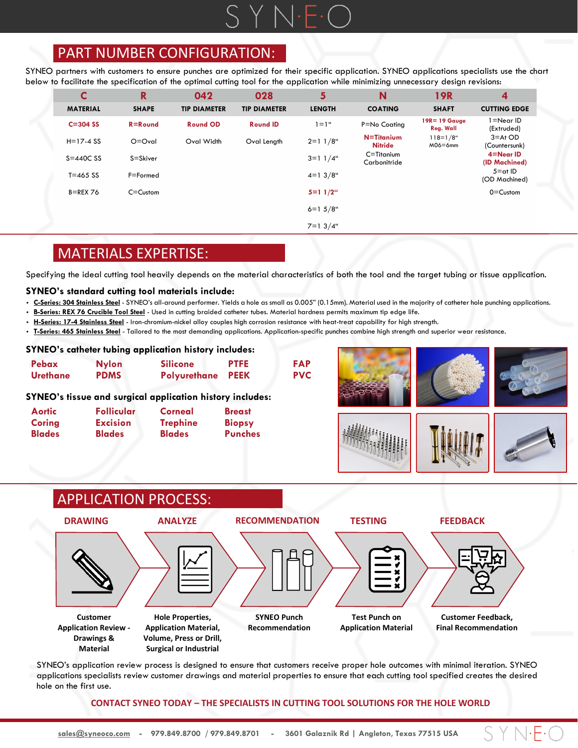## PART NUMBER CONFIGURATION:

SYNEO partners with customers to ensure punches are optimized for their specific application. SYNEO applications specialists use the chart below to facilitate the specification of the optimal cutting tool for the application while minimizing unnecessary design revisions:

| C | R | 042 | 028 | 5 | N | 19R | 4 |
|---|---|---|---|---|---|---|---|
| **MATERIAL** | **SHAPE** | **TIP DIAMETER** | **TIP DIAMETER** | **LENGTH** | **COATING** | **SHAFT** | **CUTTING EDGE** |
| **C=304 SS** | **R=Round** | **Round OD** | **Round ID** | 1=1" | P=No Coating | **19R= 19 Gauge Reg. Wall** | 1=Near ID (Extruded) |
| H=17-4 SS | O=Oval | Oval Width | Oval Length | 2=1 1/8" | **N=Titanium Nitride** | 118=1/8" | 3=At OD (Countersunk) |
| S=440C SS | S=Skiver | | | 3=1 1/4" | C=Titanium Carbonitride | M06=6mm | **4=Near ID (ID Machined)** |
| T=465 SS | F=Formed | | | 4=1 3/8" | | | 5=at ID (OD Machined) |
| B=REX 76 | C=Custom | | | **5=1 1/2"** | | | 0=Custom |
| | | | | 6=1 5/8" | | | |
| | | | | 7=1 3/4" | | | |

## MATERIALS EXPERTISE:

Specifying the ideal cutting tool heavily depends on the material characteristics of both the tool and the target tubing or tissue application.

### SYNEO's standard cutting tool materials include:

- **C-Series: 304 Stainless Steel** - SYNEO's all-around performer. Yields a hole as small as 0.005" (0.15mm). Material used in the majority of catheter hole punching applications.
- **B-Series: REX 76 Crucible Tool Steel** - Used in cutting braided catheter tubes. Material hardness permits maximum tip edge life.
- **H-Series: 17-4 Stainless Steel** - Iron-chromium-nickel alloy couples high corrosion resistance with heat-treat capability for high strength.
- **T-Series: 465 Stainless Steel** - Tailored to the most demanding applications. Application-specific punches combine high strength and superior wear resistance.

### SYNEO's catheter tubing application history includes:

Pebax, Nylon, Silicone, PTFE, FAP, Urethane, PDMS, Polyurethane, PEEK, PVC

### SYNEO's tissue and surgical application history includes:

Aortic Coring Blades, Follicular Excision Blades, Corneal Trephine Blades, Breast Biopsy Punches

## APPLICATION PROCESS:

**DRAWING** – Customer Application Review - Drawings & Material

**ANALYZE** – Hole Properties, Application Material, Volume, Press or Drill, Surgical or Industrial

**RECOMMENDATION** – SYNEO Punch Recommendation

**TESTING** – Test Punch on Application Material

**FEEDBACK** – Customer Feedback, Final Recommendation

SYNEO's application review process is designed to ensure that customers receive proper hole outcomes with minimal iteration. SYNEO applications specialists review customer drawings and material properties to ensure that each cutting tool specified creates the desired hole on the first use.

**CONTACT SYNEO TODAY – THE SPECIALISTS IN CUTTING TOOL SOLUTIONS FOR THE HOLE WORLD**

sales@syneoco.com - 979.849.8700 / 979.849.8701 - 3601 Galaznik Rd | Angleton, Texas 77515 USA